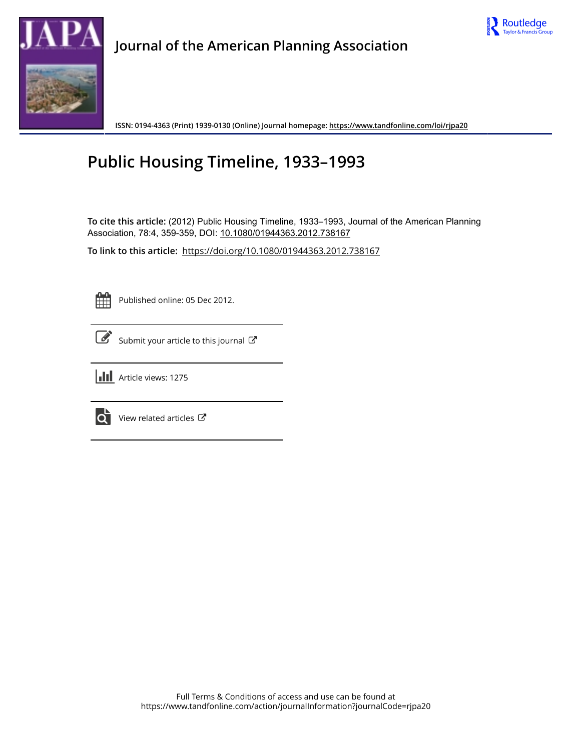Journal of the American Planning Association

ISSN: 0194-4363 (Print) 1939-0130 (Online) Journal homepage: https://www.tandfonline.com/loi/rjpa20

# Public Housing Timeline, 1933–1993

**To cite this article:** (2012) Public Housing Timeline, 1933–1993, Journal of the American Planning Association, 78:4, 359-359, DOI: 10.1080/01944363.2012.738167

**To link to this article:** https://doi.org/10.1080/01944363.2012.738167

Published online: 05 Dec 2012.

Submit your article to this journal

Article views: 1275

View related articles

Full Terms & Conditions of access and use can be found at
https://www.tandfonline.com/action/journalInformation?journalCode=rjpa20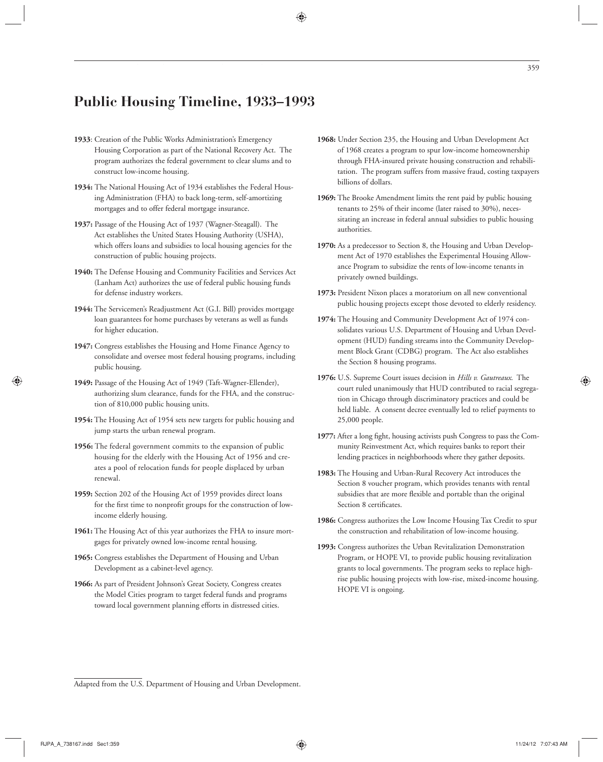# Public Housing Timeline, 1933–1993

**1933**: Creation of the Public Works Administration's Emergency Housing Corporation as part of the National Recovery Act. The program authorizes the federal government to clear slums and to construct low-income housing.

**1934:** The National Housing Act of 1934 establishes the Federal Housing Administration (FHA) to back long-term, self-amortizing mortgages and to offer federal mortgage insurance.

**1937:** Passage of the Housing Act of 1937 (Wagner-Steagall). The Act establishes the United States Housing Authority (USHA), which offers loans and subsidies to local housing agencies for the construction of public housing projects.

**1940:** The Defense Housing and Community Facilities and Services Act (Lanham Act) authorizes the use of federal public housing funds for defense industry workers.

**1944:** The Servicemen's Readjustment Act (G.I. Bill) provides mortgage loan guarantees for home purchases by veterans as well as funds for higher education.

**1947:** Congress establishes the Housing and Home Finance Agency to consolidate and oversee most federal housing programs, including public housing.

**1949:** Passage of the Housing Act of 1949 (Taft-Wagner-Ellender), authorizing slum clearance, funds for the FHA, and the construction of 810,000 public housing units.

**1954:** The Housing Act of 1954 sets new targets for public housing and jump starts the urban renewal program.

**1956:** The federal government commits to the expansion of public housing for the elderly with the Housing Act of 1956 and creates a pool of relocation funds for people displaced by urban renewal.

**1959:** Section 202 of the Housing Act of 1959 provides direct loans for the first time to nonprofit groups for the construction of low-income elderly housing.

**1961:** The Housing Act of this year authorizes the FHA to insure mortgages for privately owned low-income rental housing.

**1965:** Congress establishes the Department of Housing and Urban Development as a cabinet-level agency.

**1966:** As part of President Johnson's Great Society, Congress creates the Model Cities program to target federal funds and programs toward local government planning efforts in distressed cities.

**1968:** Under Section 235, the Housing and Urban Development Act of 1968 creates a program to spur low-income homeownership through FHA-insured private housing construction and rehabilitation. The program suffers from massive fraud, costing taxpayers billions of dollars.

**1969:** The Brooke Amendment limits the rent paid by public housing tenants to 25% of their income (later raised to 30%), necessitating an increase in federal annual subsidies to public housing authorities.

**1970:** As a predecessor to Section 8, the Housing and Urban Development Act of 1970 establishes the Experimental Housing Allowance Program to subsidize the rents of low-income tenants in privately owned buildings.

**1973:** President Nixon places a moratorium on all new conventional public housing projects except those devoted to elderly residency.

**1974:** The Housing and Community Development Act of 1974 consolidates various U.S. Department of Housing and Urban Development (HUD) funding streams into the Community Development Block Grant (CDBG) program. The Act also establishes the Section 8 housing programs.

**1976:** U.S. Supreme Court issues decision in *Hills v. Gautreaux*. The court ruled unanimously that HUD contributed to racial segregation in Chicago through discriminatory practices and could be held liable. A consent decree eventually led to relief payments to 25,000 people.

**1977:** After a long fight, housing activists push Congress to pass the Community Reinvestment Act, which requires banks to report their lending practices in neighborhoods where they gather deposits.

**1983:** The Housing and Urban-Rural Recovery Act introduces the Section 8 voucher program, which provides tenants with rental subsidies that are more flexible and portable than the original Section 8 certificates.

**1986:** Congress authorizes the Low Income Housing Tax Credit to spur the construction and rehabilitation of low-income housing.

**1993:** Congress authorizes the Urban Revitalization Demonstration Program, or HOPE VI, to provide public housing revitalization grants to local governments. The program seeks to replace high-rise public housing projects with low-rise, mixed-income housing. HOPE VI is ongoing.

Adapted from the U.S. Department of Housing and Urban Development.